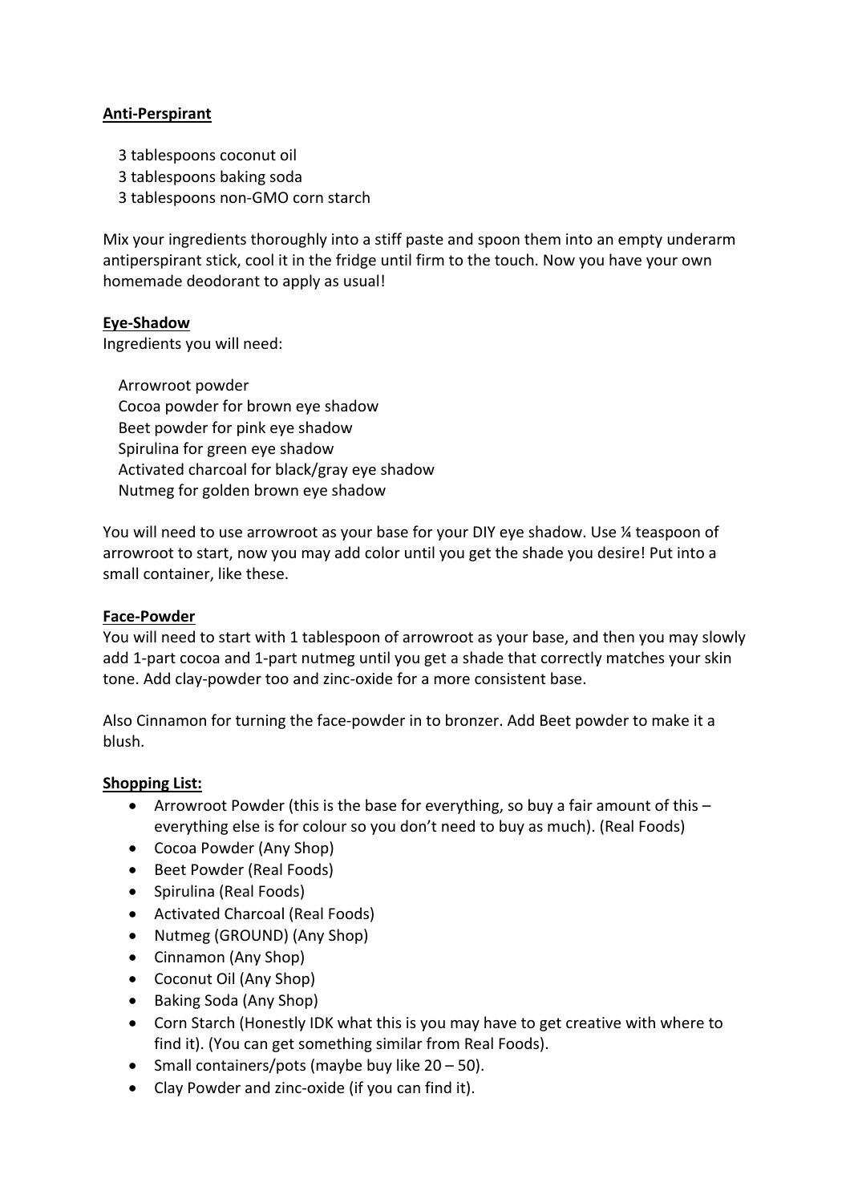**Anti-Perspirant**

3 tablespoons coconut oil  
3 tablespoons baking soda  
3 tablespoons non-GMO corn starch

Mix your ingredients thoroughly into a stiff paste and spoon them into an empty underarm antiperspirant stick, cool it in the fridge until firm to the touch. Now you have your own homemade deodorant to apply as usual!

**Eye-Shadow**

Ingredients you will need:

Arrowroot powder  
Cocoa powder for brown eye shadow  
Beet powder for pink eye shadow  
Spirulina for green eye shadow  
Activated charcoal for black/gray eye shadow  
Nutmeg for golden brown eye shadow

You will need to use arrowroot as your base for your DIY eye shadow. Use ¼ teaspoon of arrowroot to start, now you may add color until you get the shade you desire! Put into a small container, like these.

**Face-Powder**

You will need to start with 1 tablespoon of arrowroot as your base, and then you may slowly add 1-part cocoa and 1-part nutmeg until you get a shade that correctly matches your skin tone. Add clay-powder too and zinc-oxide for a more consistent base.

Also Cinnamon for turning the face-powder in to bronzer. Add Beet powder to make it a blush.

**Shopping List:**

- Arrowroot Powder (this is the base for everything, so buy a fair amount of this – everything else is for colour so you don't need to buy as much). (Real Foods)
- Cocoa Powder (Any Shop)
- Beet Powder (Real Foods)
- Spirulina (Real Foods)
- Activated Charcoal (Real Foods)
- Nutmeg (GROUND) (Any Shop)
- Cinnamon (Any Shop)
- Coconut Oil (Any Shop)
- Baking Soda (Any Shop)
- Corn Starch (Honestly IDK what this is you may have to get creative with where to find it). (You can get something similar from Real Foods).
- Small containers/pots (maybe buy like 20 – 50).
- Clay Powder and zinc-oxide (if you can find it).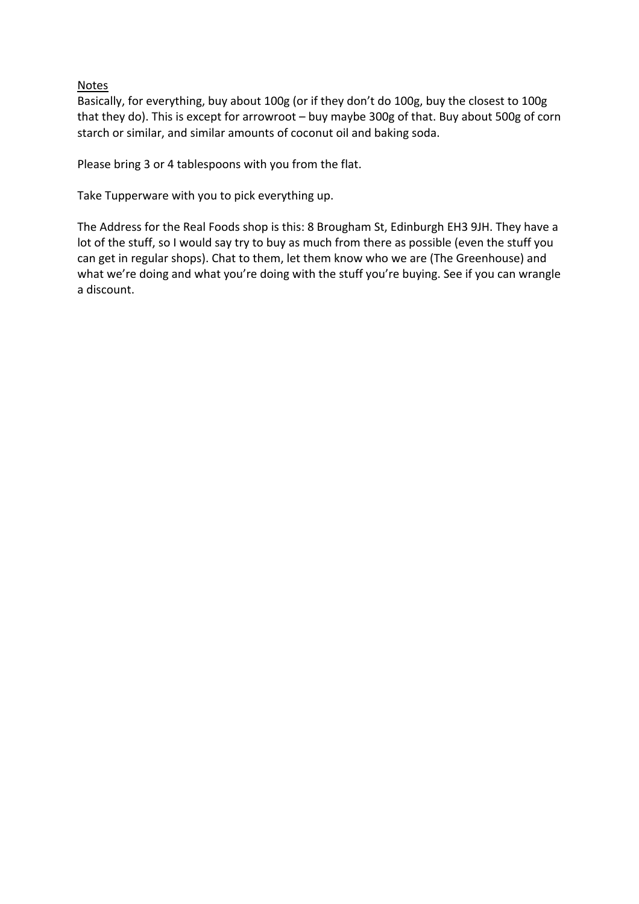Notes

Basically, for everything, buy about 100g (or if they don't do 100g, buy the closest to 100g that they do). This is except for arrowroot – buy maybe 300g of that. Buy about 500g of corn starch or similar, and similar amounts of coconut oil and baking soda.

Please bring 3 or 4 tablespoons with you from the flat.

Take Tupperware with you to pick everything up.

The Address for the Real Foods shop is this: 8 Brougham St, Edinburgh EH3 9JH. They have a lot of the stuff, so I would say try to buy as much from there as possible (even the stuff you can get in regular shops). Chat to them, let them know who we are (The Greenhouse) and what we're doing and what you're doing with the stuff you're buying. See if you can wrangle a discount.